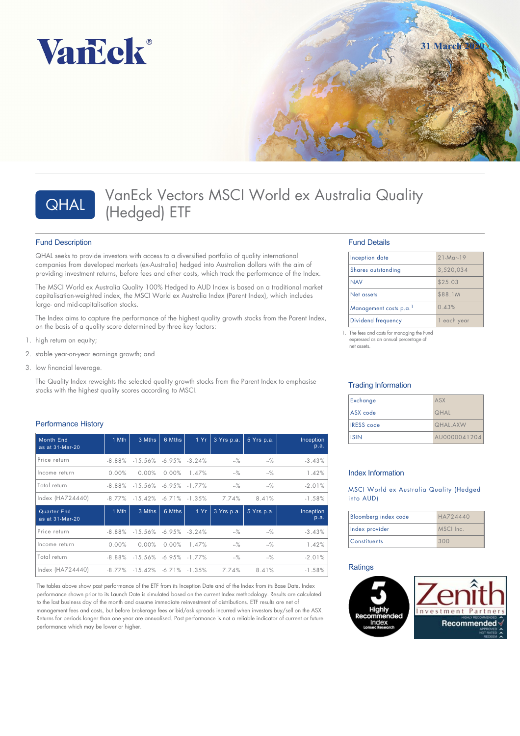VanEck®

31 March 2020

# QHAL VanEck Vectors MSCI World ex Australia Quality (Hedged) ETF

## Fund Description

QHAL seeks to provide investors with access to a diversified portfolio of quality international companies from developed markets (ex-Australia) hedged into Australian dollars with the aim of providing investment returns, before fees and other costs, which track the performance of the Index.

The MSCI World ex Australia Quality 100% Hedged to AUD Index is based on a traditional market capitalisation-weighted index, the MSCI World ex Australia Index (Parent Index), which includes large- and mid-capitalisation stocks.

The Index aims to capture the performance of the highest quality growth stocks from the Parent Index, on the basis of a quality score determined by three key factors:

1. high return on equity;
2. stable year-on-year earnings growth; and
3. low financial leverage.

The Quality Index reweights the selected quality growth stocks from the Parent Index to emphasise stocks with the highest quality scores according to MSCI.

## Performance History

| Month End as at 31-Mar-20 | 1 Mth | 3 Mths | 6 Mths | 1 Yr | 3 Yrs p.a. | 5 Yrs p.a. | Inception p.a. |
|---|---|---|---|---|---|---|---|
| Price return | -8.88% | -15.56% | -6.95% | -3.24% | -% | -% | -3.43% |
| Income return | 0.00% | 0.00% | 0.00% | 1.47% | -% | -% | 1.42% |
| Total return | -8.88% | -15.56% | -6.95% | -1.77% | -% | -% | -2.01% |
| Index (HA724440) | -8.77% | -15.42% | -6.71% | -1.35% | 7.74% | 8.41% | -1.58% |
| **Quarter End as at 31-Mar-20** | **1 Mth** | **3 Mths** | **6 Mths** | **1 Yr** | **3 Yrs p.a.** | **5 Yrs p.a.** | **Inception p.a.** |
| Price return | -8.88% | -15.56% | -6.95% | -3.24% | -% | -% | -3.43% |
| Income return | 0.00% | 0.00% | 0.00% | 1.47% | -% | -% | 1.42% |
| Total return | -8.88% | -15.56% | -6.95% | -1.77% | -% | -% | -2.01% |
| Index (HA724440) | -8.77% | -15.42% | -6.71% | -1.35% | 7.74% | 8.41% | -1.58% |

The tables above show past performance of the ETF from its Inception Date and of the Index from its Base Date. Index performance shown prior to its Launch Date is simulated based on the current Index methodology. Results are calculated to the last business day of the month and assume immediate reinvestment of distributions. ETF results are net of management fees and costs, but before brokerage fees or bid/ask spreads incurred when investors buy/sell on the ASX. Returns for periods longer than one year are annualised. Past performance is not a reliable indicator of current or future performance which may be lower or higher.

## Fund Details

| | |
|---|---|
| Inception date | 21-Mar-19 |
| Shares outstanding | 3,520,034 |
| NAV | $25.03 |
| Net assets | $88.1M |
| Management costs p.a.[1] | 0.43% |
| Dividend frequency | 1 each year |

1. The fees and costs for managing the Fund expressed as an annual percentage of net assets.

## Trading Information

| | |
|---|---|
| Exchange | ASX |
| ASX code | QHAL |
| IRESS code | QHAL.AXW |
| ISIN | AU0000041204 |

## Index Information

MSCI World ex Australia Quality (Hedged into AUD)

| | |
|---|---|
| Bloomberg index code | HA724440 |
| Index provider | MSCI Inc. |
| Constituents | 300 |

## Ratings

5 Highly Recommended Index — Lonsec Research

Zenith Investment Partners — Recommended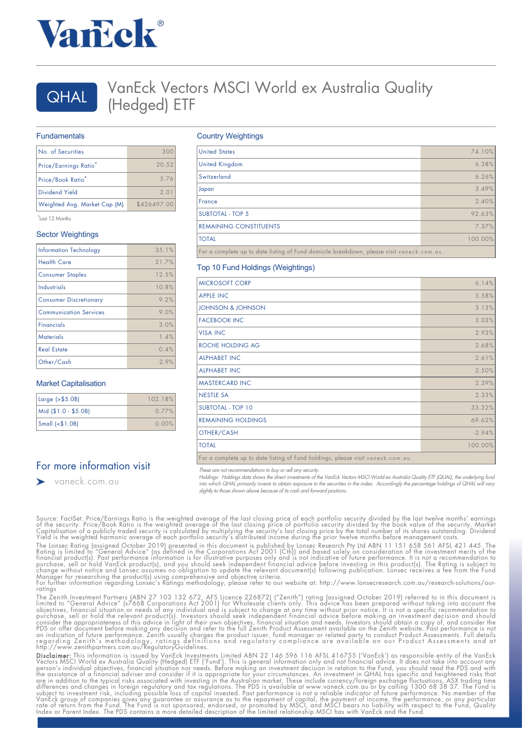VanEck

# QHAL VanEck Vectors MSCI World ex Australia Quality (Hedged) ETF

## Fundamentals

| | |
|---|---|
| No. of Securities | 300 |
| Price/Earnings Ratio* | 20.52 |
| Price/Book Ratio* | 5.76 |
| Dividend Yield | 2.01 |
| Weighted Avg. Market Cap (M) | $426497.00 |

*Last 12 Months

## Sector Weightings

| | |
|---|---|
| Information Technology | 35.1% |
| Health Care | 21.7% |
| Consumer Staples | 12.5% |
| Industrials | 10.8% |
| Consumer Discretionary | 9.2% |
| Communication Services | 9.0% |
| Financials | 3.0% |
| Materials | 1.4% |
| Real Estate | 0.4% |
| Other/Cash | -2.9% |

## Market Capitalisation

| | |
|---|---|
| Large (>$5.0B) | 102.18% |
| Mid ($1.0 - $5.0B) | 0.77% |
| Small (<$1.0B) | 0.00% |

## Country Weightings

| | |
|---|---|
| United States | 74.10% |
| United Kingdom | 6.38% |
| Switzerland | 6.26% |
| Japan | 3.49% |
| France | 2.40% |
| SUBTOTAL - TOP 5 | 92.63% |
| REMAINING CONSTITUENTS | 7.37% |
| TOTAL | 100.00% |

For a complete up to date listing of Fund domicile breakdown, please visit vaneck.com.au.

## Top 10 Fund Holdings (Weightings)

| | |
|---|---|
| MICROSOFT CORP | 6.14% |
| APPLE INC | 5.58% |
| JOHNSON & JOHNSON | 3.13% |
| FACEBOOK INC | 3.03% |
| VISA INC | 2.93% |
| ROCHE HOLDING AG | 2.68% |
| ALPHABET INC | 2.61% |
| ALPHABET INC | 2.50% |
| MASTERCARD INC | 2.39% |
| NESTLE SA | 2.33% |
| SUBTOTAL - TOP 10 | 33.32% |
| REMAINING HOLDINGS | 69.62% |
| OTHER/CASH | -2.94% |
| TOTAL | 100.00% |

For a complete up to date listing of Fund holdings, please visit vaneck.com.au.

*These are not recommendations to buy or sell any security.*
*Holdings: Holdings data shows the direct investments of the VanEck Vectors MSCI World ex Australia Quality ETF (QUAL), the underlying fund into which QHAL primarily invests to obtain exposure to the securities in the index. Accordingly the percentage holdings of QHAL will vary slightly to those shown above because of its cash and forward positions.*

## For more information visit

vaneck.com.au

Source: FactSet. Price/Earnings Ratio is the weighted average of the last closing price of each portfolio security divided by the last twelve months' earnings of the security. Price/Book Ratio is the weighted average of the last closing price of portfolio security divided by the book value of the security. Market Capitalisation of a publicly traded security is calculated by multiplying the security's last closing price by the total number of its shares outstanding. Dividend Yield is the weighted harmonic average of each portfolio security's distributed income during the prior twelve months before management costs.

The Lonsec Rating (assigned October 2019) presented in this document is published by Lonsec Research Pty Ltd ABN 11 151 658 561 AFSL 421 445. The Rating is limited to "General Advice" (as defined in the Corporations Act 2001 (Cth)) and based solely on consideration of the investment merits of the financial product(s). Past performance information is for illustrative purposes only and is not indicative of future performance. It is not a recommendation to purchase, sell or hold VanEck product(s), and you should seek independent financial advice before investing in this product(s). The Rating is subject to change without notice and Lonsec assumes no obligation to update the relevant document(s) following publication. Lonsec receives a fee from the Fund Manager for researching the product(s) using comprehensive and objective criteria.
For further information regarding Lonsec's Ratings methodology, please refer to our website at: http://www.lonsecresearch.com.au/research-solutions/our-ratings

The Zenith Investment Partners (ABN 27 103 132 672, AFS Licence 226872) ("Zenith") rating (assigned October 2019) referred to in this document is limited to "General Advice" (s766B Corporations Act 2001) for Wholesale clients only. This advice has been prepared without taking into account the objectives, financial situation or needs of any individual and is subject to change at any time without prior notice. It is not a specific recommendation to purchase, sell or hold the relevant product(s). Investors should seek independent financial advice before making an investment decision and should consider the appropriateness of this advice in light of their own objectives, financial situation and needs. Investors should obtain a copy of, and consider the PDS or offer document before making any decision and refer to the full Zenith Product Assessment available on the Zenith website. Past performance is not an indication of future performance. Zenith usually charges the product issuer, fund manager or related party to conduct Product Assessments. Full details regarding Zenith's methodology, ratings definitions and regulatory compliance are available on our Product Assessments and at http://www.zenithpartners.com.au/RegulatoryGuidelines.

**Disclaimer:** This information is issued by VanEck Investments Limited ABN 22 146 596 116 AFSL 416755 ('VanEck') as responsible entity of the VanEck Vectors MSCI World ex Australia Quality (Hedged) ETF ('Fund'). This is general information only and not financial advice. It does not take into account any person's individual objectives, financial situation nor needs. Before making an investment decision in relation to the Fund, you should read the PDS and with the assistance of a financial adviser and consider if it is appropriate for your circumstances. An investment in QHAL has specific and heightened risks that are in addition to the typical risks associated with investing in the Australian market. These include currency/foreign exchange fluctuations, ASX trading time differences and changes in foreign regulatory and tax regulations. The PDS is available at www.vaneck.com.au or by calling 1300 68 38 37. The Fund is subject to investment risk, including possible loss of capital invested. Past performance is not a reliable indicator of future performance. No member of the VanEck group of companies gives any guarantee or assurance as to the repayment of capital, the payment of income, the performance, or any particular rate of return from the Fund. The Fund is not sponsored, endorsed, or promoted by MSCI, and MSCI bears no liability with respect to the Fund, Quality Index or Parent Index. The PDS contains a more detailed description of the limited relationship MSCI has with VanEck and the Fund.